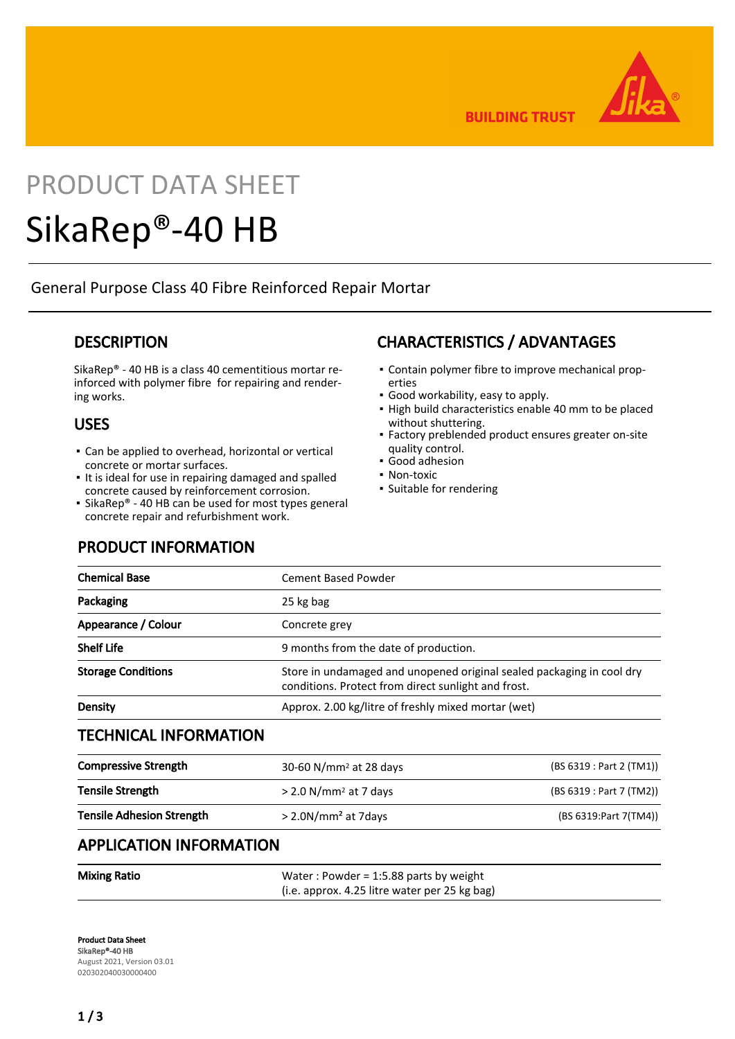PRODUCT DATA SHEET

# SikaRep®-40 HB

General Purpose Class 40 Fibre Reinforced Repair Mortar

## DESCRIPTION

SikaRep® - 40 HB is a class 40 cementitious mortar reinforced with polymer fibre for repairing and rendering works.

## USES

- Can be applied to overhead, horizontal or vertical concrete or mortar surfaces.
- It is ideal for use in repairing damaged and spalled concrete caused by reinforcement corrosion.
- SikaRep® - 40 HB can be used for most types general concrete repair and refurbishment work.

## CHARACTERISTICS / ADVANTAGES

- Contain polymer fibre to improve mechanical properties
- Good workability, easy to apply.
- High build characteristics enable 40 mm to be placed without shuttering.
- Factory preblended product ensures greater on-site quality control.
- Good adhesion
- Non-toxic
- Suitable for rendering

## PRODUCT INFORMATION

| | |
|---|---|
| **Chemical Base** | Cement Based Powder |
| **Packaging** | 25 kg bag |
| **Appearance / Colour** | Concrete grey |
| **Shelf Life** | 9 months from the date of production. |
| **Storage Conditions** | Store in undamaged and unopened original sealed packaging in cool dry conditions. Protect from direct sunlight and frost. |
| **Density** | Approx. 2.00 kg/litre of freshly mixed mortar (wet) |

## TECHNICAL INFORMATION

| | | |
|---|---|---|
| **Compressive Strength** | 30-60 N/mm² at 28 days | (BS 6319 : Part 2 (TM1)) |
| **Tensile Strength** | > 2.0 N/mm² at 7 days | (BS 6319 : Part 7 (TM2)) |
| **Tensile Adhesion Strength** | > 2.0N/mm² at 7days | (BS 6319:Part 7(TM4)) |

## APPLICATION INFORMATION

| | |
|---|---|
| **Mixing Ratio** | Water : Powder = 1:5.88 parts by weight (i.e. approx. 4.25 litre water per 25 kg bag) |

**Product Data Sheet**
**SikaRep®-40 HB**
August 2021, Version 03.01
020302040030000400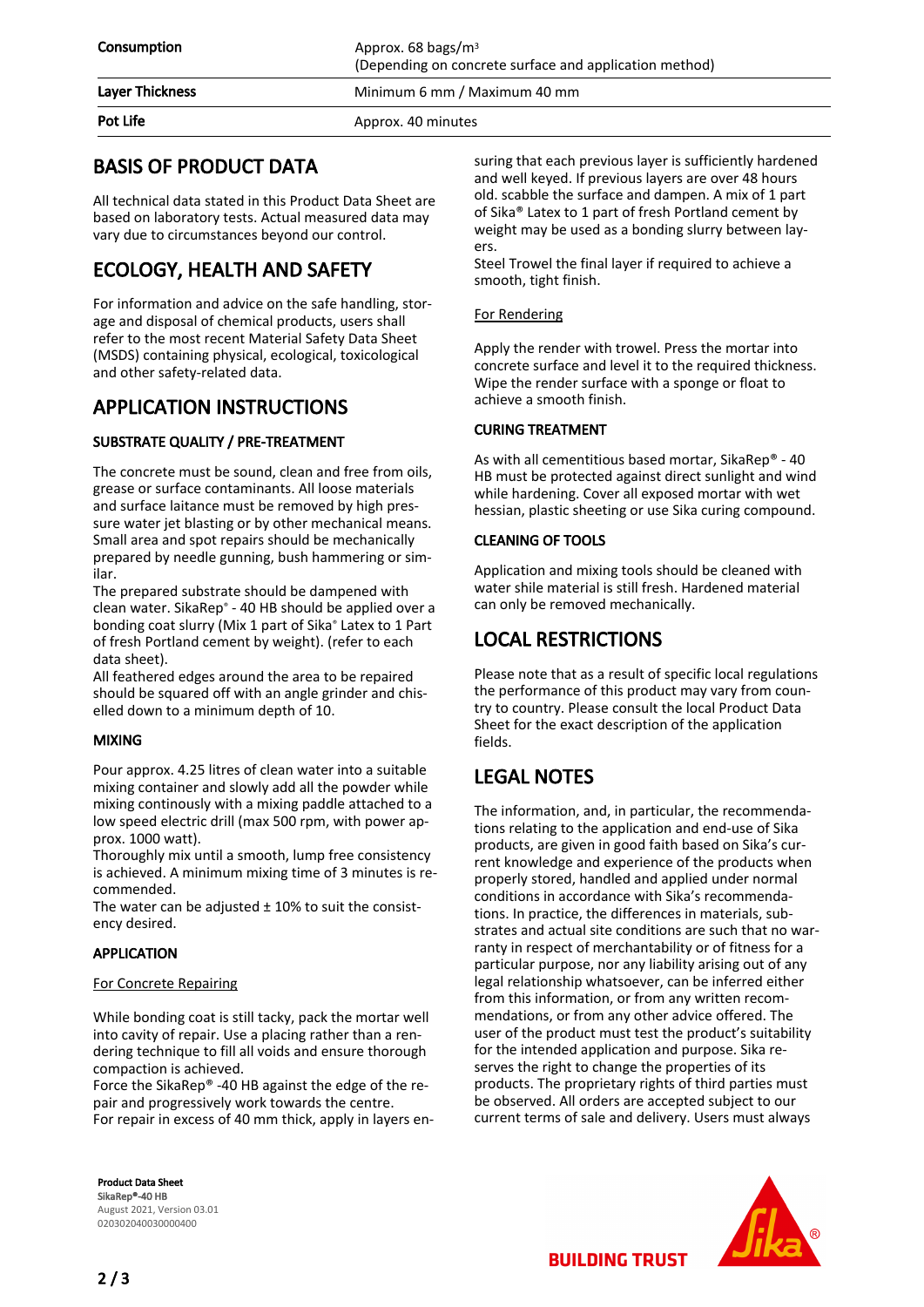| | |
|---|---|
| **Consumption** | Approx. 68 bags/m³ (Depending on concrete surface and application method) |
| **Layer Thickness** | Minimum 6 mm / Maximum 40 mm |
| **Pot Life** | Approx. 40 minutes |

## BASIS OF PRODUCT DATA

All technical data stated in this Product Data Sheet are based on laboratory tests. Actual measured data may vary due to circumstances beyond our control.

## ECOLOGY, HEALTH AND SAFETY

For information and advice on the safe handling, storage and disposal of chemical products, users shall refer to the most recent Material Safety Data Sheet (MSDS) containing physical, ecological, toxicological and other safety-related data.

## APPLICATION INSTRUCTIONS

### SUBSTRATE QUALITY / PRE-TREATMENT

The concrete must be sound, clean and free from oils, grease or surface contaminants. All loose materials and surface laitance must be removed by high pressure water jet blasting or by other mechanical means. Small area and spot repairs should be mechanically prepared by needle gunning, bush hammering or similar.

The prepared substrate should be dampened with clean water. SikaRep® - 40 HB should be applied over a bonding coat slurry (Mix 1 part of Sika® Latex to 1 Part of fresh Portland cement by weight). (refer to each data sheet).

All feathered edges around the area to be repaired should be squared off with an angle grinder and chiselled down to a minimum depth of 10.

### MIXING

Pour approx. 4.25 litres of clean water into a suitable mixing container and slowly add all the powder while mixing continously with a mixing paddle attached to a low speed electric drill (max 500 rpm, with power approx. 1000 watt).

Thoroughly mix until a smooth, lump free consistency is achieved. A minimum mixing time of 3 minutes is recommended.

The water can be adjusted ± 10% to suit the consistency desired.

### APPLICATION

For Concrete Repairing

While bonding coat is still tacky, pack the mortar well into cavity of repair. Use a placing rather than a rendering technique to fill all voids and ensure thorough compaction is achieved.

Force the SikaRep® -40 HB against the edge of the repair and progressively work towards the centre.

For repair in excess of 40 mm thick, apply in layers ensuring that each previous layer is sufficiently hardened and well keyed. If previous layers are over 48 hours old. scabble the surface and dampen. A mix of 1 part of Sika® Latex to 1 part of fresh Portland cement by weight may be used as a bonding slurry between layers.

Steel Trowel the final layer if required to achieve a smooth, tight finish.

For Rendering

Apply the render with trowel. Press the mortar into concrete surface and level it to the required thickness. Wipe the render surface with a sponge or float to achieve a smooth finish.

### CURING TREATMENT

As with all cementitious based mortar, SikaRep® - 40 HB must be protected against direct sunlight and wind while hardening. Cover all exposed mortar with wet hessian, plastic sheeting or use Sika curing compound.

### CLEANING OF TOOLS

Application and mixing tools should be cleaned with water shile material is still fresh. Hardened material can only be removed mechanically.

## LOCAL RESTRICTIONS

Please note that as a result of specific local regulations the performance of this product may vary from country to country. Please consult the local Product Data Sheet for the exact description of the application fields.

## LEGAL NOTES

The information, and, in particular, the recommendations relating to the application and end-use of Sika products, are given in good faith based on Sika's current knowledge and experience of the products when properly stored, handled and applied under normal conditions in accordance with Sika's recommendations. In practice, the differences in materials, substrates and actual site conditions are such that no warranty in respect of merchantability or of fitness for a particular purpose, nor any liability arising out of any legal relationship whatsoever, can be inferred either from this information, or from any written recommendations, or from any other advice offered. The user of the product must test the product's suitability for the intended application and purpose. Sika reserves the right to change the properties of its products. The proprietary rights of third parties must be observed. All orders are accepted subject to our current terms of sale and delivery. Users must always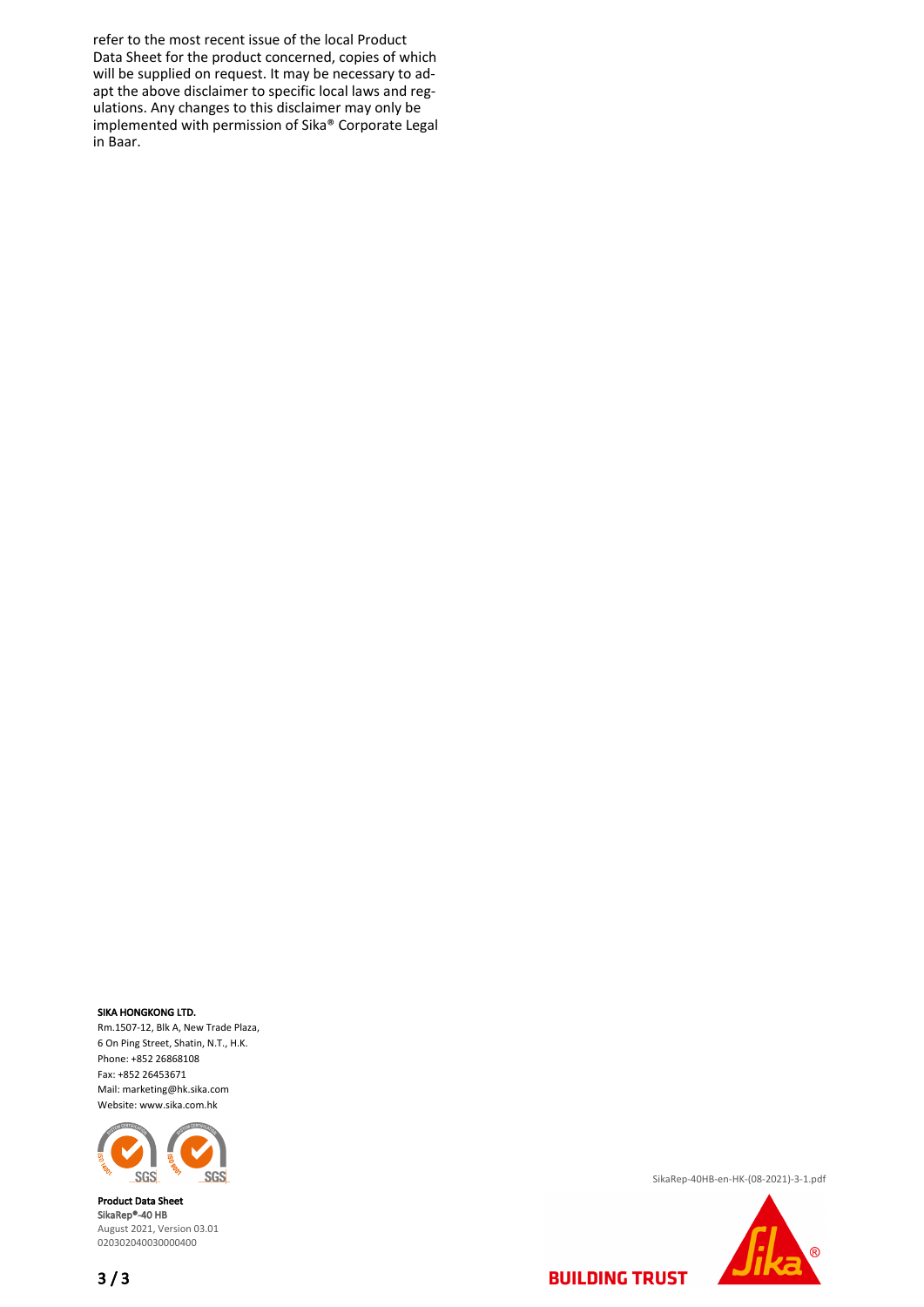refer to the most recent issue of the local Product Data Sheet for the product concerned, copies of which will be supplied on request. It may be necessary to adapt the above disclaimer to specific local laws and regulations. Any changes to this disclaimer may only be implemented with permission of Sika® Corporate Legal in Baar.

**SIKA HONGKONG LTD.**
Rm.1507-12, Blk A, New Trade Plaza,
6 On Ping Street, Shatin, N.T., H.K.
Phone: +852 26868108
Fax: +852 26453671
Mail: marketing@hk.sika.com
Website: www.sika.com.hk

**Product Data Sheet**
**SikaRep®-40 HB**
August 2021, Version 03.01
020302040030000400

SikaRep-40HB-en-HK-(08-2021)-3-1.pdf

**BUILDING TRUST**